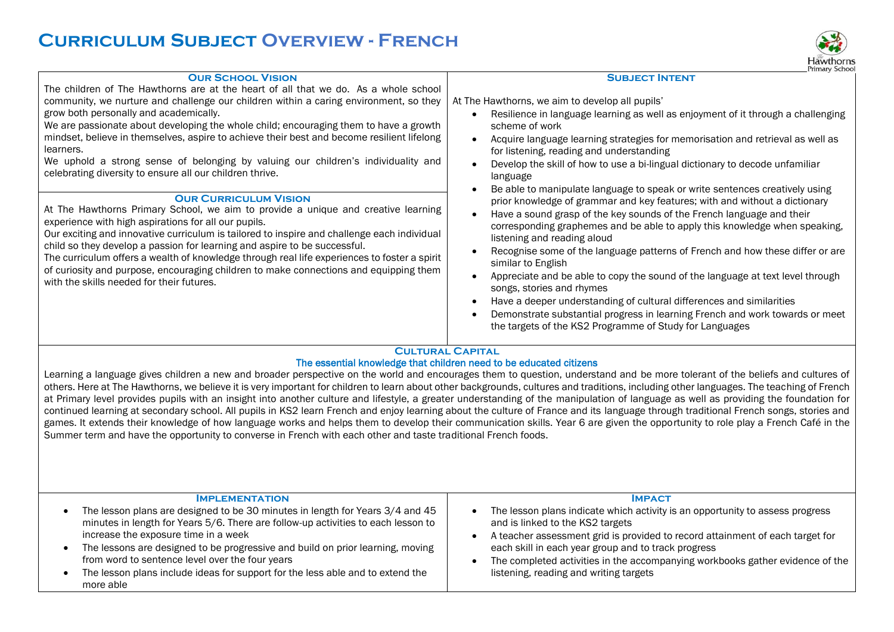# Curriculum Subject Overview - French

## Our School Vision

The children of The Hawthorns are at the heart of all that we do. As a whole school community, we nurture and challenge our children within a caring environment, so they grow both personally and academically.

We are passionate about developing the whole child; encouraging them to have a growth mindset, believe in themselves, aspire to achieve their best and become resilient lifelong learners.

We uphold a strong sense of belonging by valuing our children's individuality and celebrating diversity to ensure all our children thrive.

## Our Curriculum Vision

At The Hawthorns Primary School, we aim to provide a unique and creative learning experience with high aspirations for all our pupils.

Our exciting and innovative curriculum is tailored to inspire and challenge each individual child so they develop a passion for learning and aspire to be successful.

The curriculum offers a wealth of knowledge through real life experiences to foster a spirit of curiosity and purpose, encouraging children to make connections and equipping them with the skills needed for their futures.

## Subject Intent

At The Hawthorns, we aim to develop all pupils'

- Resilience in language learning as well as enjoyment of it through a challenging scheme of work
- Acquire language learning strategies for memorisation and retrieval as well as for listening, reading and understanding
- Develop the skill of how to use a bi-lingual dictionary to decode unfamiliar language
- Be able to manipulate language to speak or write sentences creatively using prior knowledge of grammar and key features; with and without a dictionary
- Have a sound grasp of the key sounds of the French language and their corresponding graphemes and be able to apply this knowledge when speaking, listening and reading aloud
- Recognise some of the language patterns of French and how these differ or are similar to English
- Appreciate and be able to copy the sound of the language at text level through songs, stories and rhymes
- Have a deeper understanding of cultural differences and similarities
- Demonstrate substantial progress in learning French and work towards or meet the targets of the KS2 Programme of Study for Languages

## Cultural Capital

**The essential knowledge that children need to be educated citizens**

Learning a language gives children a new and broader perspective on the world and encourages them to question, understand and be more tolerant of the beliefs and cultures of others. Here at The Hawthorns, we believe it is very important for children to learn about other backgrounds, cultures and traditions, including other languages. The teaching of French at Primary level provides pupils with an insight into another culture and lifestyle, a greater understanding of the manipulation of language as well as providing the foundation for continued learning at secondary school. All pupils in KS2 learn French and enjoy learning about the culture of France and its language through traditional French songs, stories and games. It extends their knowledge of how language works and helps them to develop their communication skills. Year 6 are given the opportunity to role play a French Café in the Summer term and have the opportunity to converse in French with each other and taste traditional French foods.

## Implementation

- The lesson plans are designed to be 30 minutes in length for Years 3/4 and 45 minutes in length for Years 5/6. There are follow-up activities to each lesson to increase the exposure time in a week
- The lessons are designed to be progressive and build on prior learning, moving from word to sentence level over the four years
- The lesson plans include ideas for support for the less able and to extend the more able

## Impact

- The lesson plans indicate which activity is an opportunity to assess progress and is linked to the KS2 targets
- A teacher assessment grid is provided to record attainment of each target for each skill in each year group and to track progress
- The completed activities in the accompanying workbooks gather evidence of the listening, reading and writing targets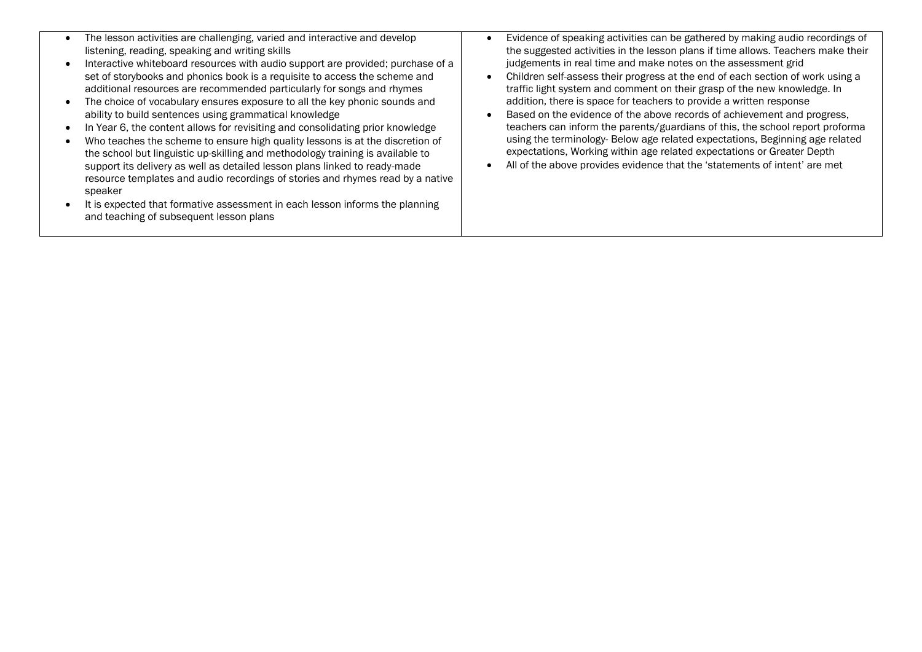| | |
|---|---|
| • The lesson activities are challenging, varied and interactive and develop listening, reading, speaking and writing skills<br>• Interactive whiteboard resources with audio support are provided; purchase of a set of storybooks and phonics book is a requisite to access the scheme and additional resources are recommended particularly for songs and rhymes<br>• The choice of vocabulary ensures exposure to all the key phonic sounds and ability to build sentences using grammatical knowledge<br>• In Year 6, the content allows for revisiting and consolidating prior knowledge<br>• Who teaches the scheme to ensure high quality lessons is at the discretion of the school but linguistic up-skilling and methodology training is available to support its delivery as well as detailed lesson plans linked to ready-made resource templates and audio recordings of stories and rhymes read by a native speaker<br>• It is expected that formative assessment in each lesson informs the planning and teaching of subsequent lesson plans | • Evidence of speaking activities can be gathered by making audio recordings of the suggested activities in the lesson plans if time allows. Teachers make their judgements in real time and make notes on the assessment grid<br>• Children self-assess their progress at the end of each section of work using a traffic light system and comment on their grasp of the new knowledge. In addition, there is space for teachers to provide a written response<br>• Based on the evidence of the above records of achievement and progress, teachers can inform the parents/guardians of this, the school report proforma using the terminology- Below age related expectations, Beginning age related expectations, Working within age related expectations or Greater Depth<br>• All of the above provides evidence that the 'statements of intent' are met |